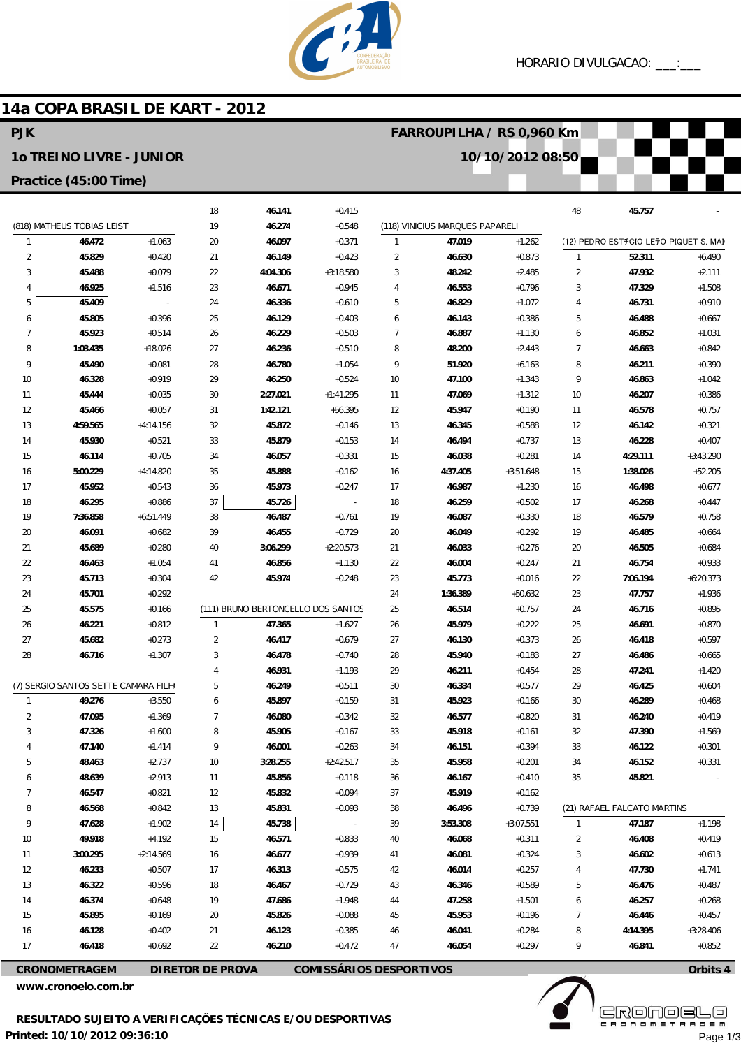HORARIO DIVULGACAO: ___:___

# 14a COPA BRASIL DE KART - 2012

**PJK** — **FARROUPILHA / RS 0,960 Km**

**1o TREINO LIVRE - JUNIOR** — **10/10/2012 08:50**

**Practice (45:00 Time)**

### (818) MATHEUS TOBIAS LEIST

| Lap | Time | Diff |
|---|---|---|
| 1 | 46.472 | +1.063 |
| 2 | 45.829 | +0.420 |
| 3 | 45.488 | +0.079 |
| 4 | 46.925 | +1.516 |
| 5 | 45.409 | - |
| 6 | 45.805 | +0.396 |
| 7 | 45.923 | +0.514 |
| 8 | 1:03.435 | +18.026 |
| 9 | 45.490 | +0.081 |
| 10 | 46.328 | +0.919 |
| 11 | 45.444 | +0.035 |
| 12 | 45.466 | +0.057 |
| 13 | 4:59.565 | +4:14.156 |
| 14 | 45.930 | +0.521 |
| 15 | 46.114 | +0.705 |
| 16 | 5:00.229 | +4:14.820 |
| 17 | 45.952 | +0.543 |
| 18 | 46.295 | +0.886 |
| 19 | 7:36.858 | +6:51.449 |
| 20 | 46.091 | +0.682 |
| 21 | 45.689 | +0.280 |
| 22 | 46.463 | +1.054 |
| 23 | 45.713 | +0.304 |
| 24 | 45.701 | +0.292 |
| 25 | 45.575 | +0.166 |
| 26 | 46.221 | +0.812 |
| 27 | 45.682 | +0.273 |
| 28 | 46.716 | +1.307 |

### (7) SERGIO SANTOS SETTE CAMARA FILHO

| Lap | Time | Diff |
|---|---|---|
| 1 | 49.276 | +3.550 |
| 2 | 47.095 | +1.369 |
| 3 | 47.326 | +1.600 |
| 4 | 47.140 | +1.414 |
| 5 | 48.463 | +2.737 |
| 6 | 48.639 | +2.913 |
| 7 | 46.547 | +0.821 |
| 8 | 46.568 | +0.842 |
| 9 | 47.628 | +1.902 |
| 10 | 49.918 | +4.192 |
| 11 | 3:00.295 | +2:14.569 |
| 12 | 46.233 | +0.507 |
| 13 | 46.322 | +0.596 |
| 14 | 46.374 | +0.648 |
| 15 | 45.895 | +0.169 |
| 16 | 46.128 | +0.402 |
| 17 | 46.418 | +0.692 |
| 18 | 46.141 | +0.415 |
| 19 | 46.274 | +0.548 |
| 20 | 46.097 | +0.371 |
| 21 | 46.149 | +0.423 |
| 22 | 4:04.306 | +3:18.580 |
| 23 | 46.671 | +0.945 |
| 24 | 46.336 | +0.610 |
| 25 | 46.129 | +0.403 |
| 26 | 46.229 | +0.503 |
| 27 | 46.236 | +0.510 |
| 28 | 46.780 | +1.054 |
| 29 | 46.250 | +0.524 |
| 30 | 2:27.021 | +1:41.295 |
| 31 | 1:42.121 | +56.395 |
| 32 | 45.872 | +0.146 |
| 33 | 45.879 | +0.153 |
| 34 | 46.057 | +0.331 |
| 35 | 45.888 | +0.162 |
| 36 | 45.973 | +0.247 |
| 37 | 45.726 | - |
| 38 | 46.487 | +0.761 |
| 39 | 46.455 | +0.729 |
| 40 | 3:06.299 | +2:20.573 |
| 41 | 46.856 | +1.130 |
| 42 | 45.974 | +0.248 |

### (111) BRUNO BERTONCELLO DOS SANTOS

| Lap | Time | Diff |
|---|---|---|
| 1 | 47.365 | +1.627 |
| 2 | 46.417 | +0.679 |
| 3 | 46.478 | +0.740 |
| 4 | 46.931 | +1.193 |
| 5 | 46.249 | +0.511 |
| 6 | 45.897 | +0.159 |
| 7 | 46.080 | +0.342 |
| 8 | 45.905 | +0.167 |
| 9 | 46.001 | +0.263 |
| 10 | 3:28.255 | +2:42.517 |
| 11 | 45.856 | +0.118 |
| 12 | 45.832 | +0.094 |
| 13 | 45.831 | +0.093 |
| 14 | 45.738 | - |
| 15 | 46.571 | +0.833 |
| 16 | 46.677 | +0.939 |
| 17 | 46.313 | +0.575 |
| 18 | 46.467 | +0.729 |
| 19 | 47.686 | +1.948 |
| 20 | 45.826 | +0.088 |
| 21 | 46.123 | +0.385 |
| 22 | 46.210 | +0.472 |

### (118) VINICIUS MARQUES PAPARELI

| Lap | Time | Diff |
|---|---|---|
| 1 | 47.019 | +1.262 |
| 2 | 46.630 | +0.873 |
| 3 | 48.242 | +2.485 |
| 4 | 46.553 | +0.796 |
| 5 | 46.829 | +1.072 |
| 6 | 46.143 | +0.386 |
| 7 | 46.887 | +1.130 |
| 8 | 48.200 | +2.443 |
| 9 | 51.920 | +6.163 |
| 10 | 47.100 | +1.343 |
| 11 | 47.069 | +1.312 |
| 12 | 45.947 | +0.190 |
| 13 | 46.345 | +0.588 |
| 14 | 46.494 | +0.737 |
| 15 | 46.038 | +0.281 |
| 16 | 4:37.405 | +3:51.648 |
| 17 | 46.987 | +1.230 |
| 18 | 46.259 | +0.502 |
| 19 | 46.087 | +0.330 |
| 20 | 46.049 | +0.292 |
| 21 | 46.033 | +0.276 |
| 22 | 46.004 | +0.247 |
| 23 | 45.773 | +0.016 |
| 24 | 1:36.389 | +50.632 |
| 25 | 46.514 | +0.757 |
| 26 | 45.979 | +0.222 |
| 27 | 46.130 | +0.373 |
| 28 | 45.940 | +0.183 |
| 29 | 46.211 | +0.454 |
| 30 | 46.334 | +0.577 |
| 31 | 45.923 | +0.166 |
| 32 | 46.577 | +0.820 |
| 33 | 45.918 | +0.161 |
| 34 | 46.151 | +0.394 |
| 35 | 45.958 | +0.201 |
| 36 | 46.167 | +0.410 |
| 37 | 45.919 | +0.162 |
| 38 | 46.496 | +0.739 |
| 39 | 3:53.308 | +3:07.551 |
| 40 | 46.068 | +0.311 |
| 41 | 46.081 | +0.324 |
| 42 | 46.014 | +0.257 |
| 43 | 46.346 | +0.589 |
| 44 | 47.258 | +1.501 |
| 45 | 45.953 | +0.196 |
| 46 | 46.041 | +0.284 |
| 47 | 46.054 | +0.297 |
| 48 | 45.757 | - |

### (12) PEDRO ESTÁCIO LEÃO PIQUET S. MAI

| Lap | Time | Diff |
|---|---|---|
| 1 | 52.311 | +6.490 |
| 2 | 47.932 | +2.111 |
| 3 | 47.329 | +1.508 |
| 4 | 46.731 | +0.910 |
| 5 | 46.488 | +0.667 |
| 6 | 46.852 | +1.031 |
| 7 | 46.663 | +0.842 |
| 8 | 46.211 | +0.390 |
| 9 | 46.863 | +1.042 |
| 10 | 46.207 | +0.386 |
| 11 | 46.578 | +0.757 |
| 12 | 46.142 | +0.321 |
| 13 | 46.228 | +0.407 |
| 14 | 4:29.111 | +3:43.290 |
| 15 | 1:38.026 | +52.205 |
| 16 | 46.498 | +0.677 |
| 17 | 46.268 | +0.447 |
| 18 | 46.579 | +0.758 |
| 19 | 46.485 | +0.664 |
| 20 | 46.505 | +0.684 |
| 21 | 46.754 | +0.933 |
| 22 | 7:06.194 | +6:20.373 |
| 23 | 47.757 | +1.936 |
| 24 | 46.716 | +0.895 |
| 25 | 46.691 | +0.870 |
| 26 | 46.418 | +0.597 |
| 27 | 46.486 | +0.665 |
| 28 | 47.241 | +1.420 |
| 29 | 46.425 | +0.604 |
| 30 | 46.289 | +0.468 |
| 31 | 46.240 | +0.419 |
| 32 | 47.390 | +1.569 |
| 33 | 46.122 | +0.301 |
| 34 | 46.152 | +0.331 |
| 35 | 45.821 | - |

### (21) RAFAEL FALCATO MARTINS

| Lap | Time | Diff |
|---|---|---|
| 1 | 47.187 | +1.198 |
| 2 | 46.408 | +0.419 |
| 3 | 46.602 | +0.613 |
| 4 | 47.730 | +1.741 |
| 5 | 46.476 | +0.487 |
| 6 | 46.257 | +0.268 |
| 7 | 46.446 | +0.457 |
| 8 | 4:14.395 | +3:28.406 |
| 9 | 46.841 | +0.852 |

**CRONOMETRAGEM** **DIRETOR DE PROVA** **COMISSÁRIOS DESPORTIVOS** **Orbits 4**

www.cronoelo.com.br

**RESULTADO SUJEITO A VERIFICAÇÕES TÉCNICAS E/OU DESPORTIVAS**

**Printed: 10/10/2012 09:36:10**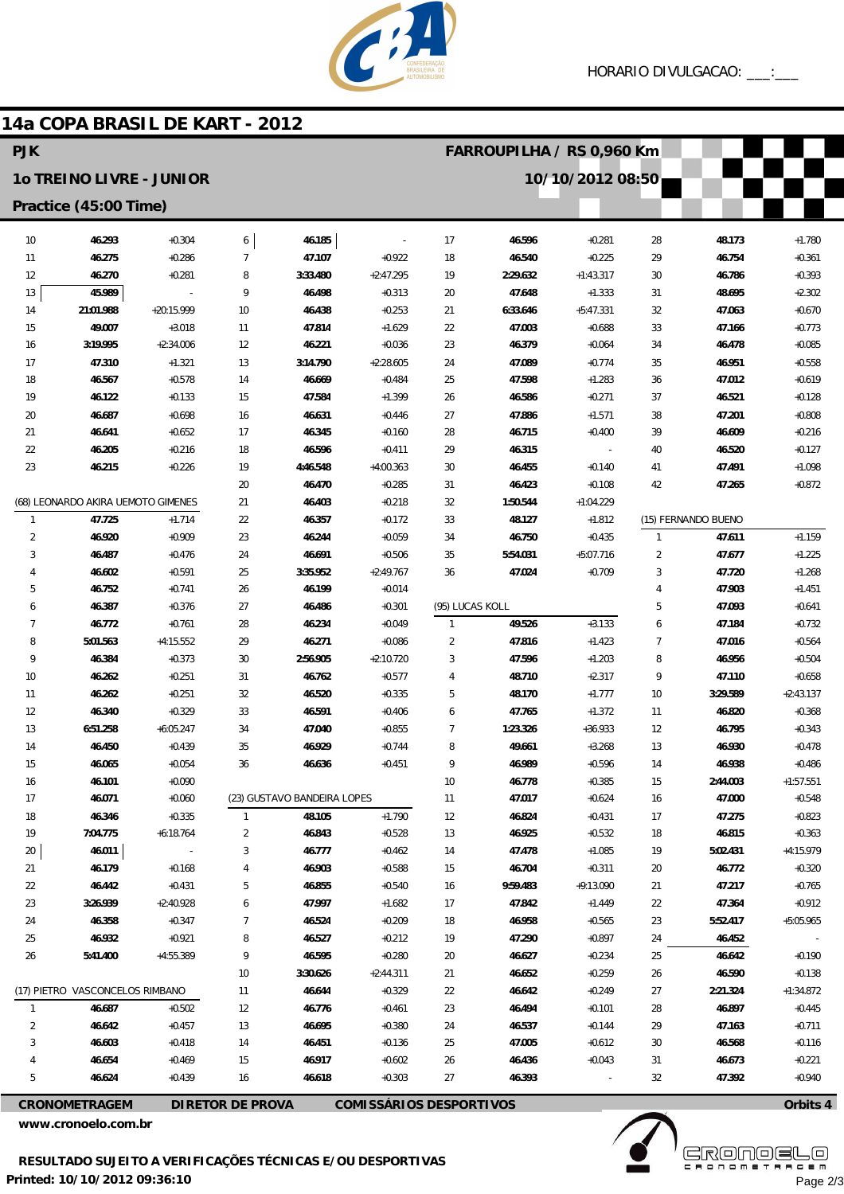HORARIO DIVULGACAO: ___:___

# 14a COPA BRASIL DE KART - 2012

**PJK**

**1o TREINO LIVRE - JUNIOR**

**Practice (45:00 Time)**

**FARROUPILHA / RS 0,960 Km**

**10/10/2012 08:50**

| Lap | Time | Diff |
|---|---|---|
| 10 | 46.293 | +0.304 |
| 11 | 46.275 | +0.286 |
| 12 | 46.270 | +0.281 |
| 13 | 45.989 | - |
| 14 | 21:01.988 | +20:15.999 |
| 15 | 49.007 | +3.018 |
| 16 | 3:19.995 | +2:34.006 |
| 17 | 47.310 | +1.321 |
| 18 | 46.567 | +0.578 |
| 19 | 46.122 | +0.133 |
| 20 | 46.687 | +0.698 |
| 21 | 46.641 | +0.652 |
| 22 | 46.205 | +0.216 |
| 23 | 46.215 | +0.226 |

**(68) LEONARDO AKIRA UEMOTO GIMENES**

| Lap | Time | Diff |
|---|---|---|
| 1 | 47.725 | +1.714 |
| 2 | 46.920 | +0.909 |
| 3 | 46.487 | +0.476 |
| 4 | 46.602 | +0.591 |
| 5 | 46.752 | +0.741 |
| 6 | 46.387 | +0.376 |
| 7 | 46.772 | +0.761 |
| 8 | 5:01.563 | +4:15.552 |
| 9 | 46.384 | +0.373 |
| 10 | 46.262 | +0.251 |
| 11 | 46.262 | +0.251 |
| 12 | 46.340 | +0.329 |
| 13 | 6:51.258 | +6:05.247 |
| 14 | 46.450 | +0.439 |
| 15 | 46.065 | +0.054 |
| 16 | 46.101 | +0.090 |
| 17 | 46.071 | +0.060 |
| 18 | 46.346 | +0.335 |
| 19 | 7:04.775 | +6:18.764 |
| 20 | 46.011 | - |
| 21 | 46.179 | +0.168 |
| 22 | 46.442 | +0.431 |
| 23 | 3:26.939 | +2:40.928 |
| 24 | 46.358 | +0.347 |
| 25 | 46.932 | +0.921 |
| 26 | 5:41.400 | +4:55.389 |

**(17) PIETRO VASCONCELOS RIMBANO**

| Lap | Time | Diff |
|---|---|---|
| 1 | 46.687 | +0.502 |
| 2 | 46.642 | +0.457 |
| 3 | 46.603 | +0.418 |
| 4 | 46.654 | +0.469 |
| 5 | 46.624 | +0.439 |
| 6 | 46.185 | - |
| 7 | 47.107 | +0.922 |
| 8 | 3:33.480 | +2:47.295 |
| 9 | 46.498 | +0.313 |
| 10 | 46.438 | +0.253 |
| 11 | 47.814 | +1.629 |
| 12 | 46.221 | +0.036 |
| 13 | 3:14.790 | +2:28.605 |
| 14 | 46.669 | +0.484 |
| 15 | 47.584 | +1.399 |
| 16 | 46.631 | +0.446 |
| 17 | 46.345 | +0.160 |
| 18 | 46.596 | +0.411 |
| 19 | 4:46.548 | +4:00.363 |
| 20 | 46.470 | +0.285 |
| 21 | 46.403 | +0.218 |
| 22 | 46.357 | +0.172 |
| 23 | 46.244 | +0.059 |
| 24 | 46.691 | +0.506 |
| 25 | 3:35.952 | +2:49.767 |
| 26 | 46.199 | +0.014 |
| 27 | 46.486 | +0.301 |
| 28 | 46.234 | +0.049 |
| 29 | 46.271 | +0.086 |
| 30 | 2:56.905 | +2:10.720 |
| 31 | 46.762 | +0.577 |
| 32 | 46.520 | +0.335 |
| 33 | 46.591 | +0.406 |
| 34 | 47.040 | +0.855 |
| 35 | 46.929 | +0.744 |
| 36 | 46.636 | +0.451 |

**(23) GUSTAVO BANDEIRA LOPES**

| Lap | Time | Diff |
|---|---|---|
| 1 | 48.105 | +1.790 |
| 2 | 46.843 | +0.528 |
| 3 | 46.777 | +0.462 |
| 4 | 46.903 | +0.588 |
| 5 | 46.855 | +0.540 |
| 6 | 47.997 | +1.682 |
| 7 | 46.524 | +0.209 |
| 8 | 46.527 | +0.212 |
| 9 | 46.595 | +0.280 |
| 10 | 3:30.626 | +2:44.311 |
| 11 | 46.644 | +0.329 |
| 12 | 46.776 | +0.461 |
| 13 | 46.695 | +0.380 |
| 14 | 46.451 | +0.136 |
| 15 | 46.917 | +0.602 |
| 16 | 46.618 | +0.303 |
| 17 | 46.596 | +0.281 |
| 18 | 46.540 | +0.225 |
| 19 | 2:29.632 | +1:43.317 |
| 20 | 47.648 | +1.333 |
| 21 | 6:33.646 | +5:47.331 |
| 22 | 47.003 | +0.688 |
| 23 | 46.379 | +0.064 |
| 24 | 47.089 | +0.774 |
| 25 | 47.598 | +1.283 |
| 26 | 46.586 | +0.271 |
| 27 | 47.886 | +1.571 |
| 28 | 46.715 | +0.400 |
| 29 | 46.315 | - |
| 30 | 46.455 | +0.140 |
| 31 | 46.423 | +0.108 |
| 32 | 1:50.544 | +1:04.229 |
| 33 | 48.127 | +1.812 |
| 34 | 46.750 | +0.435 |
| 35 | 5:54.031 | +5:07.716 |
| 36 | 47.024 | +0.709 |

**(95) LUCAS KOLL**

| Lap | Time | Diff |
|---|---|---|
| 1 | 49.526 | +3.133 |
| 2 | 47.816 | +1.423 |
| 3 | 47.596 | +1.203 |
| 4 | 48.710 | +2.317 |
| 5 | 48.170 | +1.777 |
| 6 | 47.765 | +1.372 |
| 7 | 1:23.326 | +36.933 |
| 8 | 49.661 | +3.268 |
| 9 | 46.989 | +0.596 |
| 10 | 46.778 | +0.385 |
| 11 | 47.017 | +0.624 |
| 12 | 46.824 | +0.431 |
| 13 | 46.925 | +0.532 |
| 14 | 47.478 | +1.085 |
| 15 | 46.704 | +0.311 |
| 16 | 9:59.483 | +9:13.090 |
| 17 | 47.842 | +1.449 |
| 18 | 46.958 | +0.565 |
| 19 | 47.290 | +0.897 |
| 20 | 46.627 | +0.234 |
| 21 | 46.652 | +0.259 |
| 22 | 46.642 | +0.249 |
| 23 | 46.494 | +0.101 |
| 24 | 46.537 | +0.144 |
| 25 | 47.005 | +0.612 |
| 26 | 46.436 | +0.043 |
| 27 | 46.393 | - |
| 28 | 48.173 | +1.780 |
| 29 | 46.754 | +0.361 |
| 30 | 46.786 | +0.393 |
| 31 | 48.695 | +2.302 |
| 32 | 47.063 | +0.670 |
| 33 | 47.166 | +0.773 |
| 34 | 46.478 | +0.085 |
| 35 | 46.951 | +0.558 |
| 36 | 47.012 | +0.619 |
| 37 | 46.521 | +0.128 |
| 38 | 47.201 | +0.808 |
| 39 | 46.609 | +0.216 |
| 40 | 46.520 | +0.127 |
| 41 | 47.491 | +1.098 |
| 42 | 47.265 | +0.872 |

**(15) FERNANDO BUENO**

| Lap | Time | Diff |
|---|---|---|
| 1 | 47.611 | +1.159 |
| 2 | 47.677 | +1.225 |
| 3 | 47.720 | +1.268 |
| 4 | 47.903 | +1.451 |
| 5 | 47.093 | +0.641 |
| 6 | 47.184 | +0.732 |
| 7 | 47.016 | +0.564 |
| 8 | 46.956 | +0.504 |
| 9 | 47.110 | +0.658 |
| 10 | 3:29.589 | +2:43.137 |
| 11 | 46.820 | +0.368 |
| 12 | 46.795 | +0.343 |
| 13 | 46.930 | +0.478 |
| 14 | 46.938 | +0.486 |
| 15 | 2:44.003 | +1:57.551 |
| 16 | 47.000 | +0.548 |
| 17 | 47.275 | +0.823 |
| 18 | 46.815 | +0.363 |
| 19 | 5:02.431 | +4:15.979 |
| 20 | 46.772 | +0.320 |
| 21 | 47.217 | +0.765 |
| 22 | 47.364 | +0.912 |
| 23 | 5:52.417 | +5:05.965 |
| 24 | 46.452 | - |
| 25 | 46.642 | +0.190 |
| 26 | 46.590 | +0.138 |
| 27 | 2:21.324 | +1:34.872 |
| 28 | 46.897 | +0.445 |
| 29 | 47.163 | +0.711 |
| 30 | 46.568 | +0.116 |
| 31 | 46.673 | +0.221 |
| 32 | 47.392 | +0.940 |

**CRONOMETRAGEM** **DIRETOR DE PROVA** **COMISSÁRIOS DESPORTIVOS** **Orbits 4**

**www.cronoelo.com.br**

**RESULTADO SUJEITO A VERIFICAÇÕES TÉCNICAS E/OU DESPORTIVAS**

**Printed: 10/10/2012 09:36:10**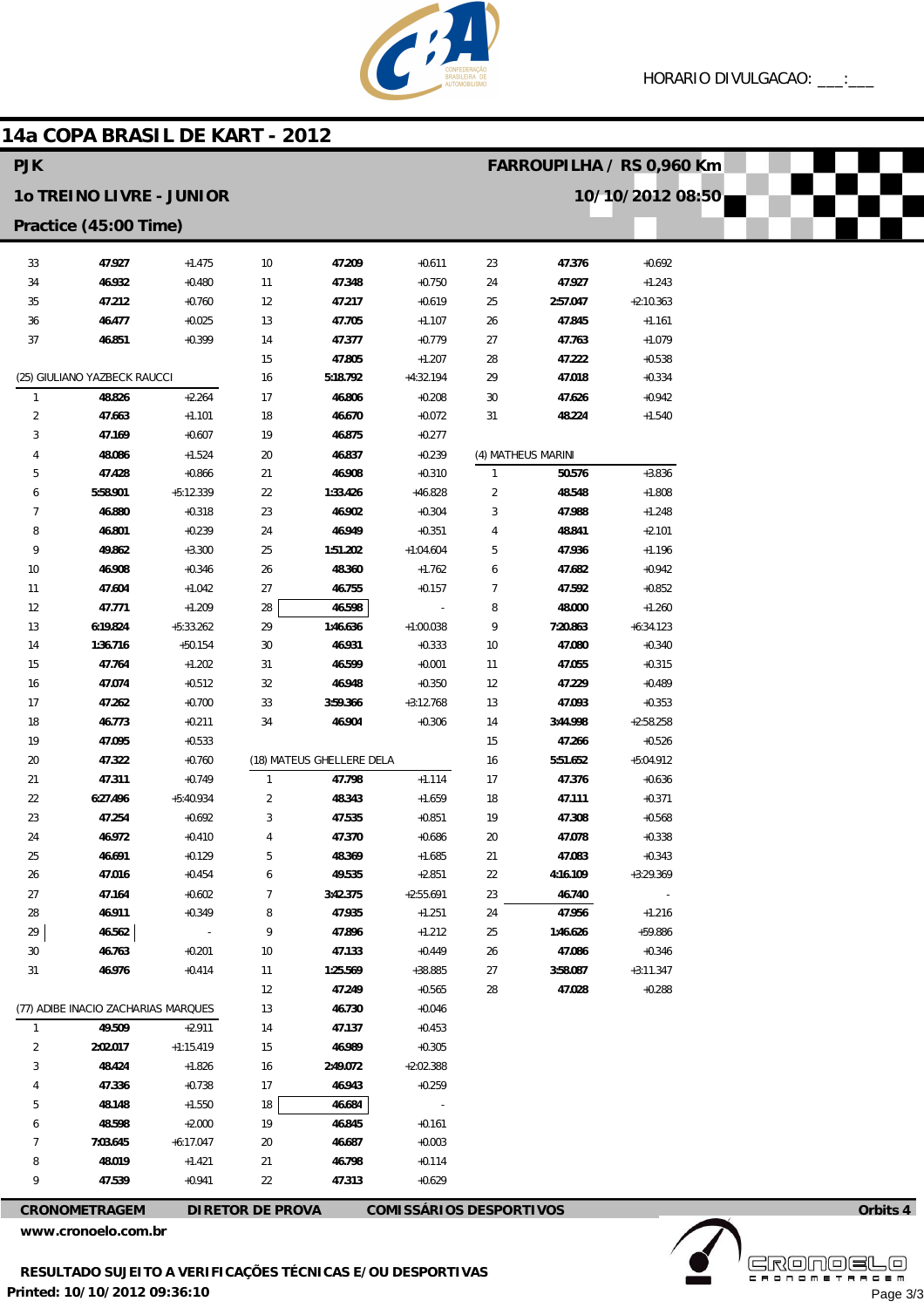# 14a COPA BRASIL DE KART - 2012

**PJK** — **FARROUPILHA / RS 0,960 Km**

**1o TREINO LIVRE - JUNIOR** — **10/10/2012 08:50**

**Practice (45:00 Time)**

HORARIO DIVULGACAO: ___:___

| | | |
|---|---|---|
| 33 | 47.927 | +1.475 |
| 34 | 46.932 | +0.480 |
| 35 | 47.212 | +0.760 |
| 36 | 46.477 | +0.025 |
| 37 | 46.851 | +0.399 |

**(25) GIULIANO YAZBECK RAUCCI**

| | | |
|---|---|---|
| 1 | 48.826 | +2.264 |
| 2 | 47.663 | +1.101 |
| 3 | 47.169 | +0.607 |
| 4 | 48.086 | +1.524 |
| 5 | 47.428 | +0.866 |
| 6 | 5:58.901 | +5:12.339 |
| 7 | 46.880 | +0.318 |
| 8 | 46.801 | +0.239 |
| 9 | 49.862 | +3.300 |
| 10 | 46.908 | +0.346 |
| 11 | 47.604 | +1.042 |
| 12 | 47.771 | +1.209 |
| 13 | 6:19.824 | +5:33.262 |
| 14 | 1:36.716 | +50.154 |
| 15 | 47.764 | +1.202 |
| 16 | 47.074 | +0.512 |
| 17 | 47.262 | +0.700 |
| 18 | 46.773 | +0.211 |
| 19 | 47.095 | +0.533 |
| 20 | 47.322 | +0.760 |
| 21 | 47.311 | +0.749 |
| 22 | 6:27.496 | +5:40.934 |
| 23 | 47.254 | +0.692 |
| 24 | 46.972 | +0.410 |
| 25 | 46.691 | +0.129 |
| 26 | 47.016 | +0.454 |
| 27 | 47.164 | +0.602 |
| 28 | 46.911 | +0.349 |
| 29 | 46.562 | - |
| 30 | 46.763 | +0.201 |
| 31 | 46.976 | +0.414 |

**(77) ADIBE INACIO ZACHARIAS MARQUES**

| | | |
|---|---|---|
| 1 | 49.509 | +2.911 |
| 2 | 2:02.017 | +1:15.419 |
| 3 | 48.424 | +1.826 |
| 4 | 47.336 | +0.738 |
| 5 | 48.148 | +1.550 |
| 6 | 48.598 | +2.000 |
| 7 | 7:03.645 | +6:17.047 |
| 8 | 48.019 | +1.421 |
| 9 | 47.539 | +0.941 |
| 10 | 47.209 | +0.611 |
| 11 | 47.348 | +0.750 |
| 12 | 47.217 | +0.619 |
| 13 | 47.705 | +1.107 |
| 14 | 47.377 | +0.779 |
| 15 | 47.805 | +1.207 |
| 16 | 5:18.792 | +4:32.194 |
| 17 | 46.806 | +0.208 |
| 18 | 46.670 | +0.072 |
| 19 | 46.875 | +0.277 |
| 20 | 46.837 | +0.239 |
| 21 | 46.908 | +0.310 |
| 22 | 1:33.426 | +46.828 |
| 23 | 46.902 | +0.304 |
| 24 | 46.949 | +0.351 |
| 25 | 1:51.202 | +1:04.604 |
| 26 | 48.360 | +1.762 |
| 27 | 46.755 | +0.157 |
| 28 | 46.598 | - |
| 29 | 1:46.636 | +1:00.038 |
| 30 | 46.931 | +0.333 |
| 31 | 46.599 | +0.001 |
| 32 | 46.948 | +0.350 |
| 33 | 3:59.366 | +3:12.768 |
| 34 | 46.904 | +0.306 |

**(18) MATEUS GHELLERE DELA**

| | | |
|---|---|---|
| 1 | 47.798 | +1.114 |
| 2 | 48.343 | +1.659 |
| 3 | 47.535 | +0.851 |
| 4 | 47.370 | +0.686 |
| 5 | 48.369 | +1.685 |
| 6 | 49.535 | +2.851 |
| 7 | 3:42.375 | +2:55.691 |
| 8 | 47.935 | +1.251 |
| 9 | 47.896 | +1.212 |
| 10 | 47.133 | +0.449 |
| 11 | 1:25.569 | +38.885 |
| 12 | 47.249 | +0.565 |
| 13 | 46.730 | +0.046 |
| 14 | 47.137 | +0.453 |
| 15 | 46.989 | +0.305 |
| 16 | 2:49.072 | +2:02.388 |
| 17 | 46.943 | +0.259 |
| 18 | 46.684 | - |
| 19 | 46.845 | +0.161 |
| 20 | 46.687 | +0.003 |
| 21 | 46.798 | +0.114 |
| 22 | 47.313 | +0.629 |
| 23 | 47.376 | +0.692 |
| 24 | 47.927 | +1.243 |
| 25 | 2:57.047 | +2:10.363 |
| 26 | 47.845 | +1.161 |
| 27 | 47.763 | +1.079 |
| 28 | 47.222 | +0.538 |
| 29 | 47.018 | +0.334 |
| 30 | 47.626 | +0.942 |
| 31 | 48.224 | +1.540 |

**(4) MATHEUS MARINI**

| | | |
|---|---|---|
| 1 | 50.576 | +3.836 |
| 2 | 48.548 | +1.808 |
| 3 | 47.988 | +1.248 |
| 4 | 48.841 | +2.101 |
| 5 | 47.936 | +1.196 |
| 6 | 47.682 | +0.942 |
| 7 | 47.592 | +0.852 |
| 8 | 48.000 | +1.260 |
| 9 | 7:20.863 | +6:34.123 |
| 10 | 47.080 | +0.340 |
| 11 | 47.055 | +0.315 |
| 12 | 47.229 | +0.489 |
| 13 | 47.093 | +0.353 |
| 14 | 3:44.998 | +2:58.258 |
| 15 | 47.266 | +0.526 |
| 16 | 5:51.652 | +5:04.912 |
| 17 | 47.376 | +0.636 |
| 18 | 47.111 | +0.371 |
| 19 | 47.308 | +0.568 |
| 20 | 47.078 | +0.338 |
| 21 | 47.083 | +0.343 |
| 22 | 4:16.109 | +3:29.369 |
| 23 | 46.740 | - |
| 24 | 47.956 | +1.216 |
| 25 | 1:46.626 | +59.886 |
| 26 | 47.086 | +0.346 |
| 27 | 3:58.087 | +3:11.347 |
| 28 | 47.028 | +0.288 |

**CRONOMETRAGEM** **DIRETOR DE PROVA** **COMISSÁRIOS DESPORTIVOS** **Orbits 4**

www.cronoelo.com.br

**RESULTADO SUJEITO A VERIFICAÇÕES TÉCNICAS E/OU DESPORTIVAS**

**Printed: 10/10/2012 09:36:10**